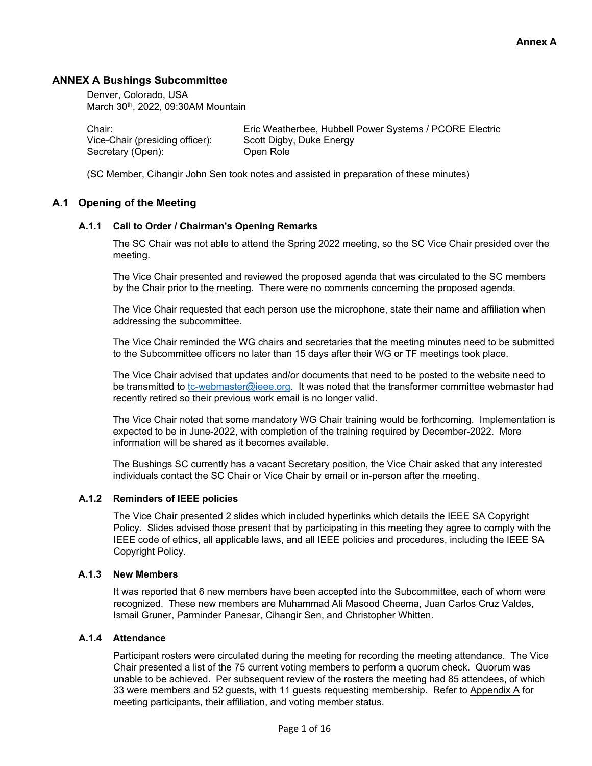# ANNEX A Bushings Subcommittee

Denver, Colorado, USA
March 30th, 2022, 09:30AM Mountain

| | |
|---|---|
| Chair: | Eric Weatherbee, Hubbell Power Systems / PCORE Electric |
| Vice-Chair (presiding officer): | Scott Digby, Duke Energy |
| Secretary (Open): | Open Role |

(SC Member, Cihangir John Sen took notes and assisted in preparation of these minutes)

## A.1 Opening of the Meeting

### A.1.1 Call to Order / Chairman's Opening Remarks

The SC Chair was not able to attend the Spring 2022 meeting, so the SC Vice Chair presided over the meeting.

The Vice Chair presented and reviewed the proposed agenda that was circulated to the SC members by the Chair prior to the meeting. There were no comments concerning the proposed agenda.

The Vice Chair requested that each person use the microphone, state their name and affiliation when addressing the subcommittee.

The Vice Chair reminded the WG chairs and secretaries that the meeting minutes need to be submitted to the Subcommittee officers no later than 15 days after their WG or TF meetings took place.

The Vice Chair advised that updates and/or documents that need to be posted to the website need to be transmitted to tc-webmaster@ieee.org. It was noted that the transformer committee webmaster had recently retired so their previous work email is no longer valid.

The Vice Chair noted that some mandatory WG Chair training would be forthcoming. Implementation is expected to be in June-2022, with completion of the training required by December-2022. More information will be shared as it becomes available.

The Bushings SC currently has a vacant Secretary position, the Vice Chair asked that any interested individuals contact the SC Chair or Vice Chair by email or in-person after the meeting.

### A.1.2 Reminders of IEEE policies

The Vice Chair presented 2 slides which included hyperlinks which details the IEEE SA Copyright Policy. Slides advised those present that by participating in this meeting they agree to comply with the IEEE code of ethics, all applicable laws, and all IEEE policies and procedures, including the IEEE SA Copyright Policy.

### A.1.3 New Members

It was reported that 6 new members have been accepted into the Subcommittee, each of whom were recognized. These new members are Muhammad Ali Masood Cheema, Juan Carlos Cruz Valdes, Ismail Gruner, Parminder Panesar, Cihangir Sen, and Christopher Whitten.

### A.1.4 Attendance

Participant rosters were circulated during the meeting for recording the meeting attendance. The Vice Chair presented a list of the 75 current voting members to perform a quorum check. Quorum was unable to be achieved. Per subsequent review of the rosters the meeting had 85 attendees, of which 33 were members and 52 guests, with 11 guests requesting membership. Refer to Appendix A for meeting participants, their affiliation, and voting member status.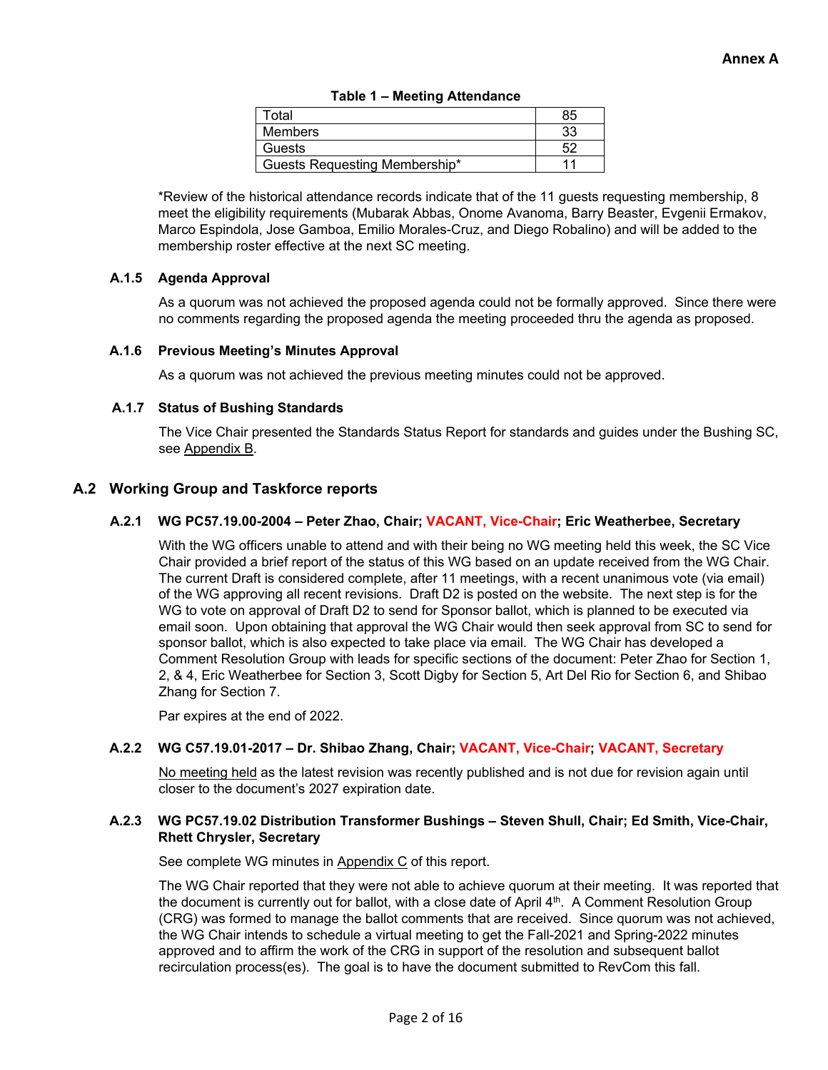**Annex A**

**Table 1 – Meeting Attendance**

| Total | 85 |
|---|---|
| Members | 33 |
| Guests | 52 |
| Guests Requesting Membership* | 11 |

*Review of the historical attendance records indicate that of the 11 guests requesting membership, 8 meet the eligibility requirements (Mubarak Abbas, Onome Avanoma, Barry Beaster, Evgenii Ermakov, Marco Espindola, Jose Gamboa, Emilio Morales-Cruz, and Diego Robalino) and will be added to the membership roster effective at the next SC meeting.

### A.1.5 Agenda Approval

As a quorum was not achieved the proposed agenda could not be formally approved. Since there were no comments regarding the proposed agenda the meeting proceeded thru the agenda as proposed.

### A.1.6 Previous Meeting's Minutes Approval

As a quorum was not achieved the previous meeting minutes could not be approved.

### A.1.7 Status of Bushing Standards

The Vice Chair presented the Standards Status Report for standards and guides under the Bushing SC, see Appendix B.

## A.2 Working Group and Taskforce reports

### A.2.1 WG PC57.19.00-2004 – Peter Zhao, Chair; VACANT, Vice-Chair; Eric Weatherbee, Secretary

With the WG officers unable to attend and with their being no WG meeting held this week, the SC Vice Chair provided a brief report of the status of this WG based on an update received from the WG Chair. The current Draft is considered complete, after 11 meetings, with a recent unanimous vote (via email) of the WG approving all recent revisions. Draft D2 is posted on the website. The next step is for the WG to vote on approval of Draft D2 to send for Sponsor ballot, which is planned to be executed via email soon. Upon obtaining that approval the WG Chair would then seek approval from SC to send for sponsor ballot, which is also expected to take place via email. The WG Chair has developed a Comment Resolution Group with leads for specific sections of the document: Peter Zhao for Section 1, 2, & 4, Eric Weatherbee for Section 3, Scott Digby for Section 5, Art Del Rio for Section 6, and Shibao Zhang for Section 7.

Par expires at the end of 2022.

### A.2.2 WG C57.19.01-2017 – Dr. Shibao Zhang, Chair; VACANT, Vice-Chair; VACANT, Secretary

No meeting held as the latest revision was recently published and is not due for revision again until closer to the document's 2027 expiration date.

### A.2.3 WG PC57.19.02 Distribution Transformer Bushings – Steven Shull, Chair; Ed Smith, Vice-Chair, Rhett Chrysler, Secretary

See complete WG minutes in Appendix C of this report.

The WG Chair reported that they were not able to achieve quorum at their meeting. It was reported that the document is currently out for ballot, with a close date of April 4th. A Comment Resolution Group (CRG) was formed to manage the ballot comments that are received. Since quorum was not achieved, the WG Chair intends to schedule a virtual meeting to get the Fall-2021 and Spring-2022 minutes approved and to affirm the work of the CRG in support of the resolution and subsequent ballot recirculation process(es). The goal is to have the document submitted to RevCom this fall.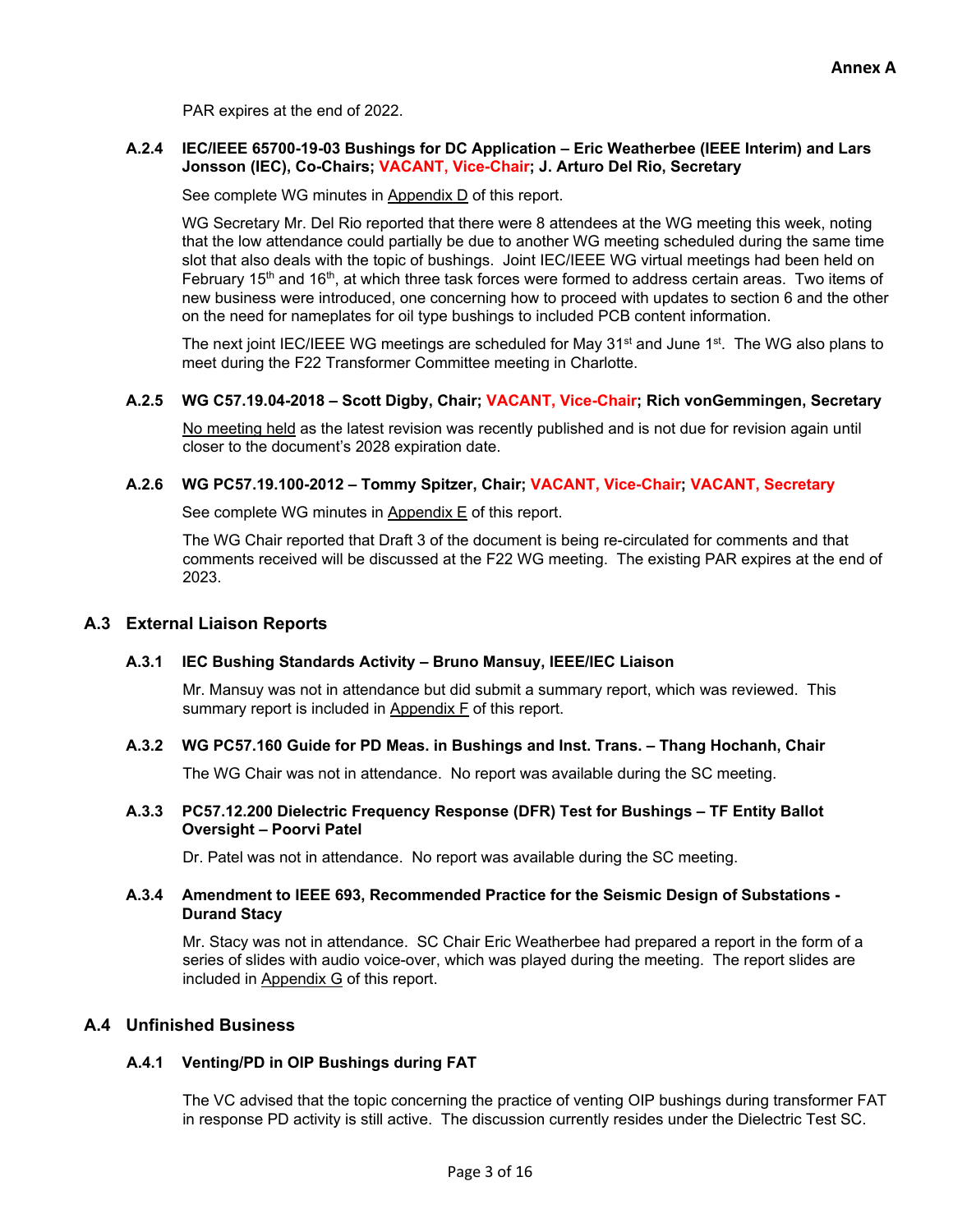PAR expires at the end of 2022.

### A.2.4 IEC/IEEE 65700-19-03 Bushings for DC Application – Eric Weatherbee (IEEE Interim) and Lars Jonsson (IEC), Co-Chairs; VACANT, Vice-Chair; J. Arturo Del Rio, Secretary

See complete WG minutes in Appendix D of this report.

WG Secretary Mr. Del Rio reported that there were 8 attendees at the WG meeting this week, noting that the low attendance could partially be due to another WG meeting scheduled during the same time slot that also deals with the topic of bushings. Joint IEC/IEEE WG virtual meetings had been held on February 15th and 16th, at which three task forces were formed to address certain areas. Two items of new business were introduced, one concerning how to proceed with updates to section 6 and the other on the need for nameplates for oil type bushings to included PCB content information.

The next joint IEC/IEEE WG meetings are scheduled for May 31st and June 1st. The WG also plans to meet during the F22 Transformer Committee meeting in Charlotte.

### A.2.5 WG C57.19.04-2018 – Scott Digby, Chair; VACANT, Vice-Chair; Rich vonGemmingen, Secretary

No meeting held as the latest revision was recently published and is not due for revision again until closer to the document's 2028 expiration date.

### A.2.6 WG PC57.19.100-2012 – Tommy Spitzer, Chair; VACANT, Vice-Chair; VACANT, Secretary

See complete WG minutes in Appendix E of this report.

The WG Chair reported that Draft 3 of the document is being re-circulated for comments and that comments received will be discussed at the F22 WG meeting. The existing PAR expires at the end of 2023.

## A.3 External Liaison Reports

### A.3.1 IEC Bushing Standards Activity – Bruno Mansuy, IEEE/IEC Liaison

Mr. Mansuy was not in attendance but did submit a summary report, which was reviewed. This summary report is included in Appendix F of this report.

### A.3.2 WG PC57.160 Guide for PD Meas. in Bushings and Inst. Trans. – Thang Hochanh, Chair

The WG Chair was not in attendance. No report was available during the SC meeting.

### A.3.3 PC57.12.200 Dielectric Frequency Response (DFR) Test for Bushings – TF Entity Ballot Oversight – Poorvi Patel

Dr. Patel was not in attendance. No report was available during the SC meeting.

### A.3.4 Amendment to IEEE 693, Recommended Practice for the Seismic Design of Substations - Durand Stacy

Mr. Stacy was not in attendance. SC Chair Eric Weatherbee had prepared a report in the form of a series of slides with audio voice-over, which was played during the meeting. The report slides are included in Appendix G of this report.

## A.4 Unfinished Business

### A.4.1 Venting/PD in OIP Bushings during FAT

The VC advised that the topic concerning the practice of venting OIP bushings during transformer FAT in response PD activity is still active. The discussion currently resides under the Dielectric Test SC.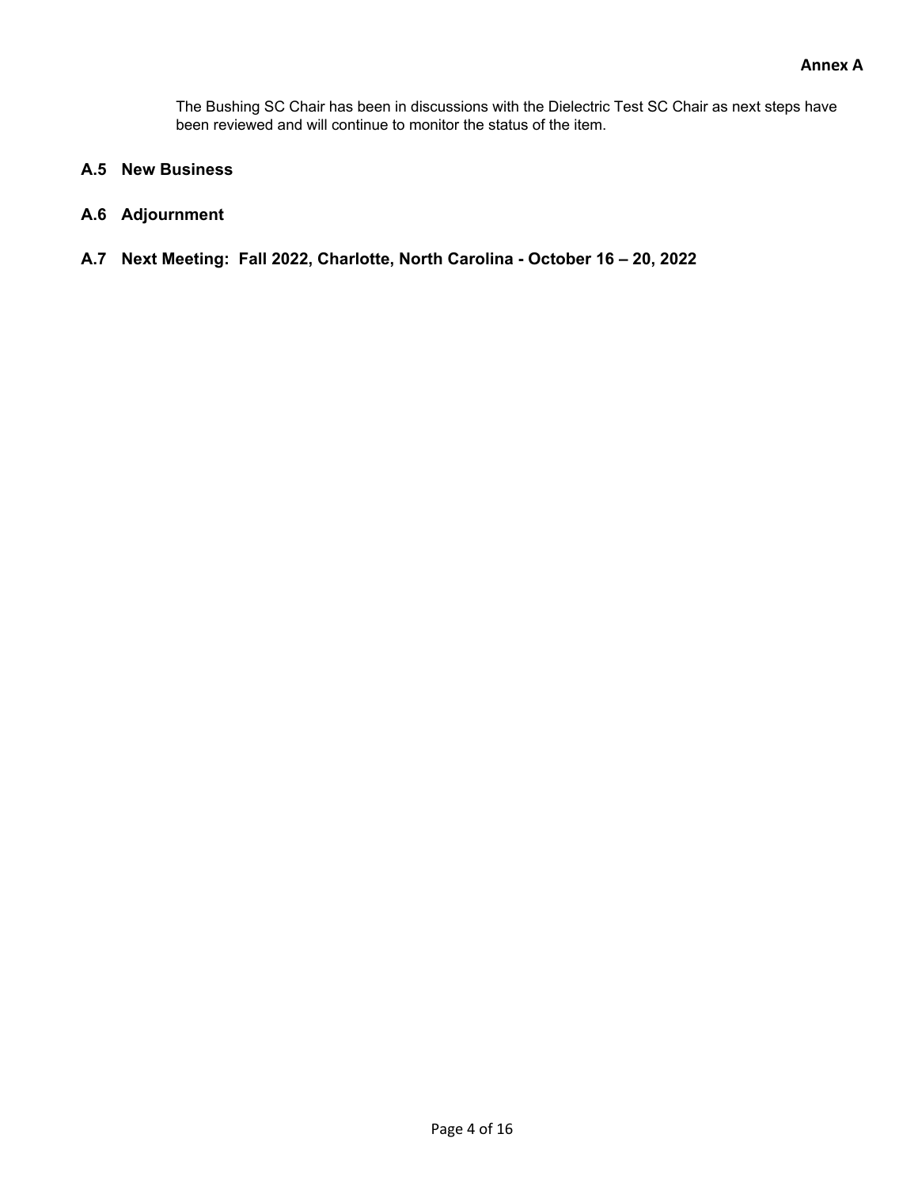The Bushing SC Chair has been in discussions with the Dielectric Test SC Chair as next steps have been reviewed and will continue to monitor the status of the item.

## A.5 New Business

## A.6 Adjournment

## A.7 Next Meeting: Fall 2022, Charlotte, North Carolina - October 16 – 20, 2022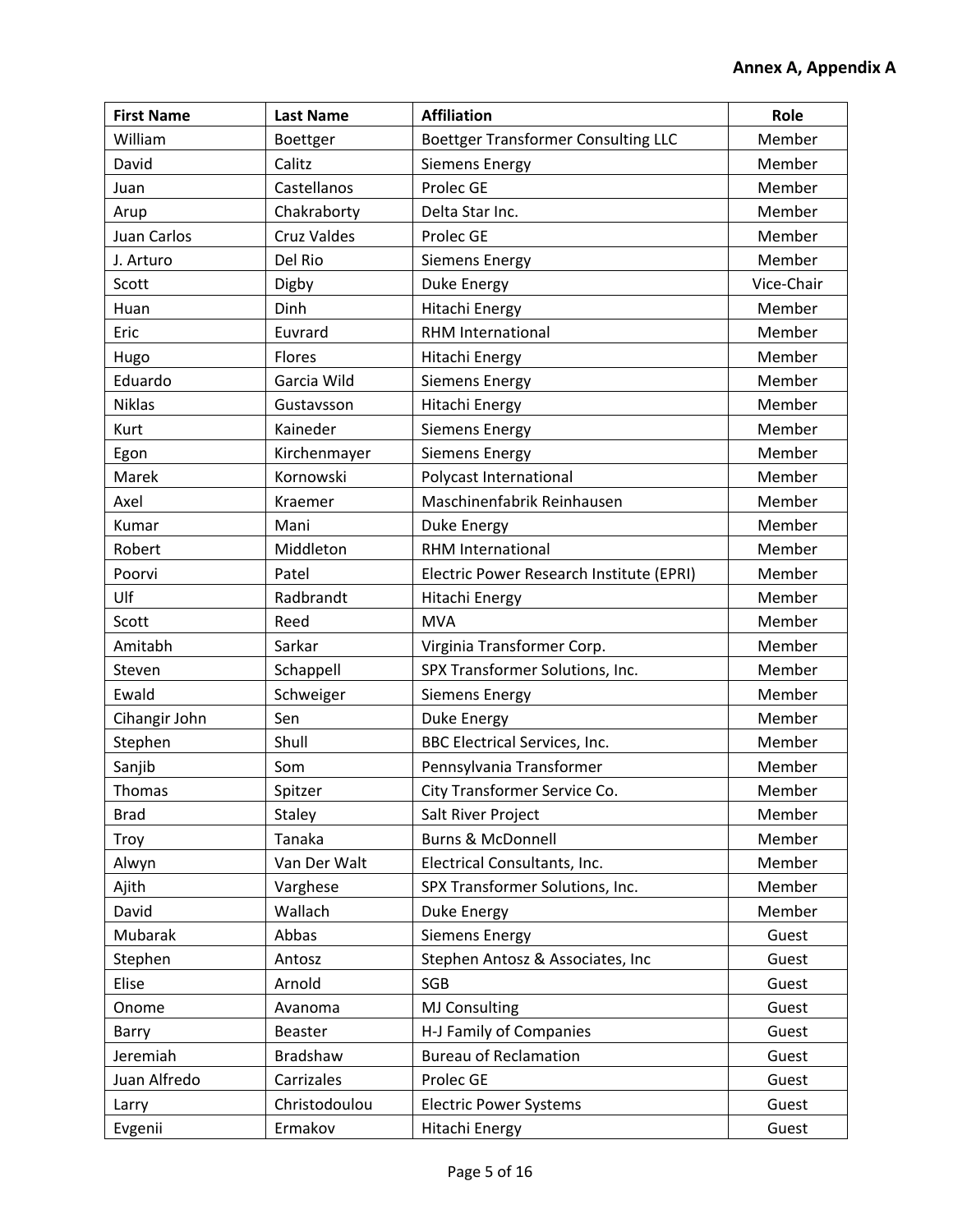**Annex A, Appendix A**

| First Name | Last Name | Affiliation | Role |
|---|---|---|---|
| William | Boettger | Boettger Transformer Consulting LLC | Member |
| David | Calitz | Siemens Energy | Member |
| Juan | Castellanos | Prolec GE | Member |
| Arup | Chakraborty | Delta Star Inc. | Member |
| Juan Carlos | Cruz Valdes | Prolec GE | Member |
| J. Arturo | Del Rio | Siemens Energy | Member |
| Scott | Digby | Duke Energy | Vice-Chair |
| Huan | Dinh | Hitachi Energy | Member |
| Eric | Euvrard | RHM International | Member |
| Hugo | Flores | Hitachi Energy | Member |
| Eduardo | Garcia Wild | Siemens Energy | Member |
| Niklas | Gustavsson | Hitachi Energy | Member |
| Kurt | Kaineder | Siemens Energy | Member |
| Egon | Kirchenmayer | Siemens Energy | Member |
| Marek | Kornowski | Polycast International | Member |
| Axel | Kraemer | Maschinenfabrik Reinhausen | Member |
| Kumar | Mani | Duke Energy | Member |
| Robert | Middleton | RHM International | Member |
| Poorvi | Patel | Electric Power Research Institute (EPRI) | Member |
| Ulf | Radbrandt | Hitachi Energy | Member |
| Scott | Reed | MVA | Member |
| Amitabh | Sarkar | Virginia Transformer Corp. | Member |
| Steven | Schappell | SPX Transformer Solutions, Inc. | Member |
| Ewald | Schweiger | Siemens Energy | Member |
| Cihangir John | Sen | Duke Energy | Member |
| Stephen | Shull | BBC Electrical Services, Inc. | Member |
| Sanjib | Som | Pennsylvania Transformer | Member |
| Thomas | Spitzer | City Transformer Service Co. | Member |
| Brad | Staley | Salt River Project | Member |
| Troy | Tanaka | Burns & McDonnell | Member |
| Alwyn | Van Der Walt | Electrical Consultants, Inc. | Member |
| Ajith | Varghese | SPX Transformer Solutions, Inc. | Member |
| David | Wallach | Duke Energy | Member |
| Mubarak | Abbas | Siemens Energy | Guest |
| Stephen | Antosz | Stephen Antosz & Associates, Inc | Guest |
| Elise | Arnold | SGB | Guest |
| Onome | Avanoma | MJ Consulting | Guest |
| Barry | Beaster | H-J Family of Companies | Guest |
| Jeremiah | Bradshaw | Bureau of Reclamation | Guest |
| Juan Alfredo | Carrizales | Prolec GE | Guest |
| Larry | Christodoulou | Electric Power Systems | Guest |
| Evgenii | Ermakov | Hitachi Energy | Guest |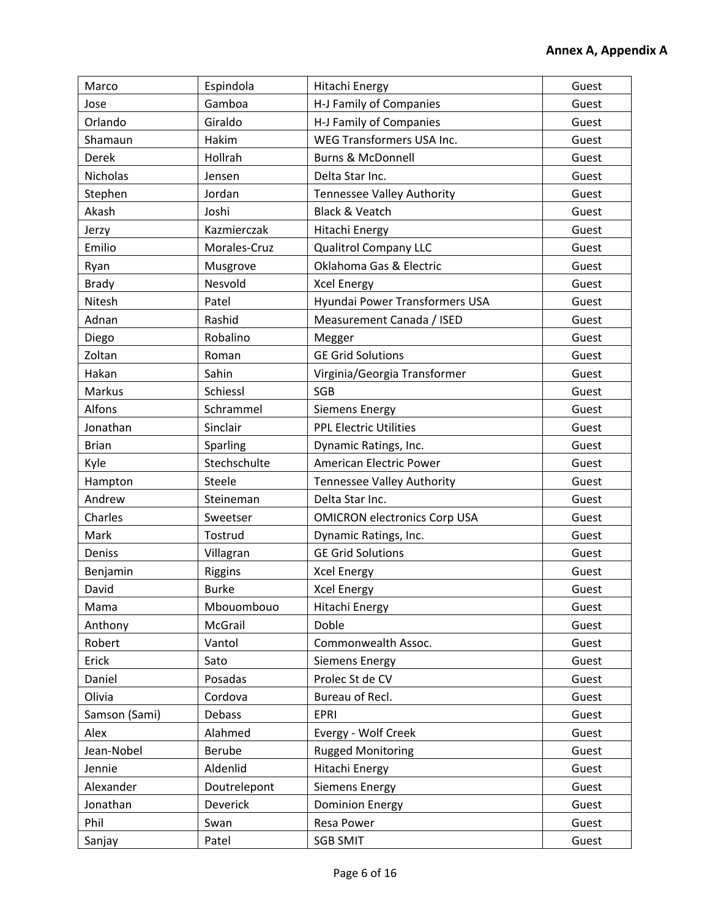**Annex A, Appendix A**

| Marco | Espindola | Hitachi Energy | Guest |
|---|---|---|---|
| Jose | Gamboa | H-J Family of Companies | Guest |
| Orlando | Giraldo | H-J Family of Companies | Guest |
| Shamaun | Hakim | WEG Transformers USA Inc. | Guest |
| Derek | Hollrah | Burns & McDonnell | Guest |
| Nicholas | Jensen | Delta Star Inc. | Guest |
| Stephen | Jordan | Tennessee Valley Authority | Guest |
| Akash | Joshi | Black & Veatch | Guest |
| Jerzy | Kazmierczak | Hitachi Energy | Guest |
| Emilio | Morales-Cruz | Qualitrol Company LLC | Guest |
| Ryan | Musgrove | Oklahoma Gas & Electric | Guest |
| Brady | Nesvold | Xcel Energy | Guest |
| Nitesh | Patel | Hyundai Power Transformers USA | Guest |
| Adnan | Rashid | Measurement Canada / ISED | Guest |
| Diego | Robalino | Megger | Guest |
| Zoltan | Roman | GE Grid Solutions | Guest |
| Hakan | Sahin | Virginia/Georgia Transformer | Guest |
| Markus | Schiessl | SGB | Guest |
| Alfons | Schrammel | Siemens Energy | Guest |
| Jonathan | Sinclair | PPL Electric Utilities | Guest |
| Brian | Sparling | Dynamic Ratings, Inc. | Guest |
| Kyle | Stechschulte | American Electric Power | Guest |
| Hampton | Steele | Tennessee Valley Authority | Guest |
| Andrew | Steineman | Delta Star Inc. | Guest |
| Charles | Sweetser | OMICRON electronics Corp USA | Guest |
| Mark | Tostrud | Dynamic Ratings, Inc. | Guest |
| Deniss | Villagran | GE Grid Solutions | Guest |
| Benjamin | Riggins | Xcel Energy | Guest |
| David | Burke | Xcel Energy | Guest |
| Mama | Mbouombouo | Hitachi Energy | Guest |
| Anthony | McGrail | Doble | Guest |
| Robert | Vantol | Commonwealth Assoc. | Guest |
| Erick | Sato | Siemens Energy | Guest |
| Daniel | Posadas | Prolec St de CV | Guest |
| Olivia | Cordova | Bureau of Recl. | Guest |
| Samson (Sami) | Debass | EPRI | Guest |
| Alex | Alahmed | Evergy - Wolf Creek | Guest |
| Jean-Nobel | Berube | Rugged Monitoring | Guest |
| Jennie | Aldenlid | Hitachi Energy | Guest |
| Alexander | Doutrelepont | Siemens Energy | Guest |
| Jonathan | Deverick | Dominion Energy | Guest |
| Phil | Swan | Resa Power | Guest |
| Sanjay | Patel | SGB SMIT | Guest |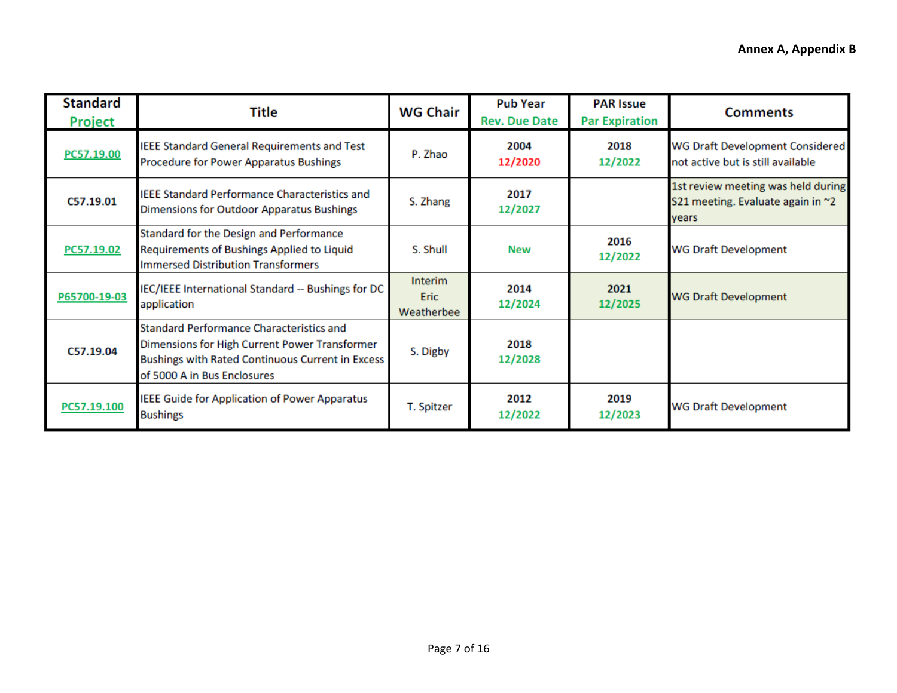**Annex A, Appendix B**

| Standard Project | Title | WG Chair | Pub Year Rev. Due Date | PAR Issue Par Expiration | Comments |
|---|---|---|---|---|---|
| PC57.19.00 | IEEE Standard General Requirements and Test Procedure for Power Apparatus Bushings | P. Zhao | 2004 12/2020 | 2018 12/2022 | WG Draft Development Considered not active but is still available |
| C57.19.01 | IEEE Standard Performance Characteristics and Dimensions for Outdoor Apparatus Bushings | S. Zhang | 2017 12/2027 | | 1st review meeting was held during S21 meeting. Evaluate again in ~2 years |
| PC57.19.02 | Standard for the Design and Performance Requirements of Bushings Applied to Liquid Immersed Distribution Transformers | S. Shull | New | 2016 12/2022 | WG Draft Development |
| P65700-19-03 | IEC/IEEE International Standard -- Bushings for DC application | Interim Eric Weatherbee | 2014 12/2024 | 2021 12/2025 | WG Draft Development |
| C57.19.04 | Standard Performance Characteristics and Dimensions for High Current Power Transformer Bushings with Rated Continuous Current in Excess of 5000 A in Bus Enclosures | S. Digby | 2018 12/2028 | | |
| PC57.19.100 | IEEE Guide for Application of Power Apparatus Bushings | T. Spitzer | 2012 12/2022 | 2019 12/2023 | WG Draft Development |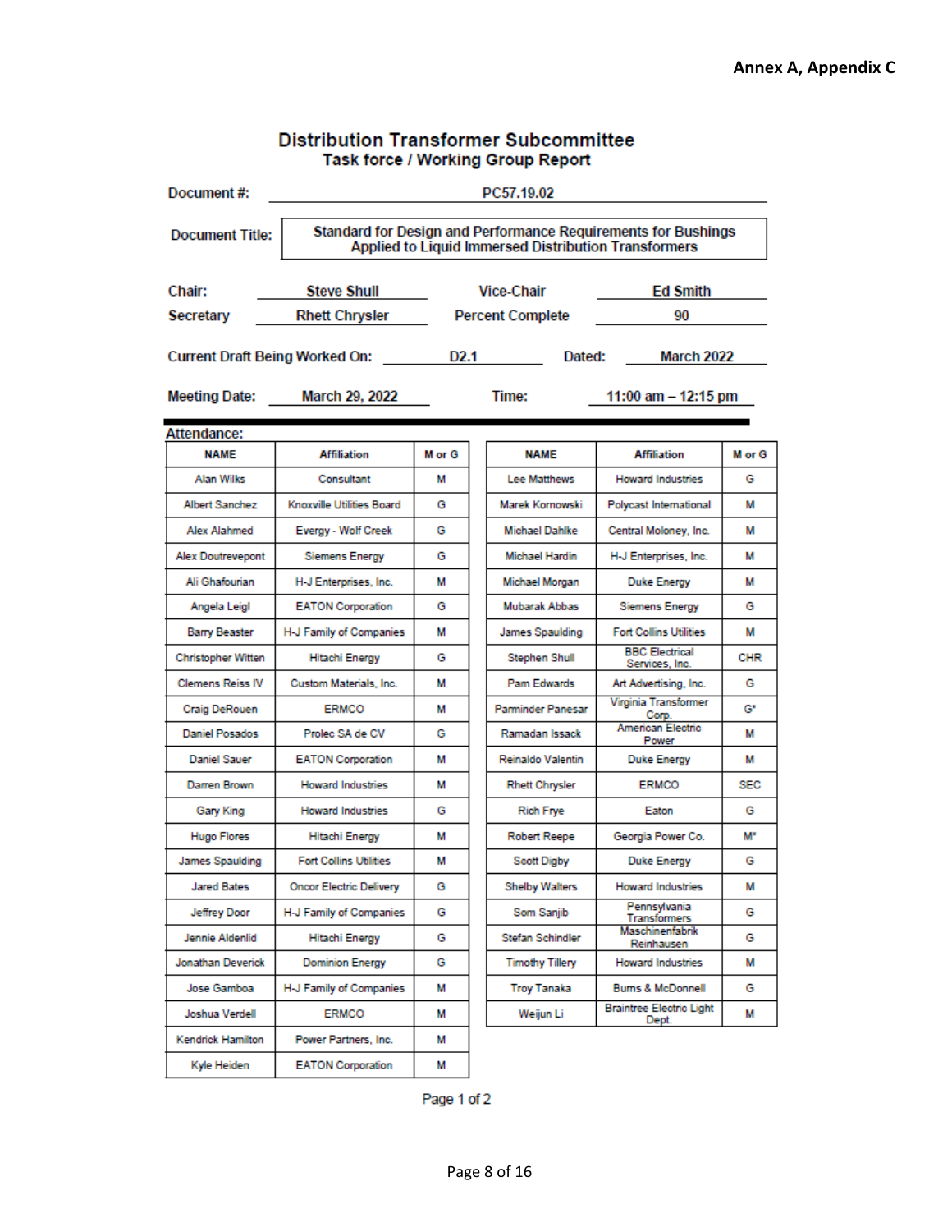**Annex A, Appendix C**

# Distribution Transformer Subcommittee
## Task force / Working Group Report

**Document #:** PC57.19.02

**Document Title:** Standard for Design and Performance Requirements for Bushings Applied to Liquid Immersed Distribution Transformers

**Chair:** Steve Shull **Vice-Chair:** Ed Smith

**Secretary:** Rhett Chrysler **Percent Complete:** 90

**Current Draft Being Worked On:** D2.1 **Dated:** March 2022

**Meeting Date:** March 29, 2022 **Time:** 11:00 am – 12:15 pm

**Attendance:**

| NAME | Affiliation | M or G |
|---|---|---|
| Alan Wilks | Consultant | M |
| Albert Sanchez | Knoxville Utilities Board | G |
| Alex Alahmed | Evergy - Wolf Creek | G |
| Alex Doutrevepont | Siemens Energy | G |
| Ali Ghafourian | H-J Enterprises, Inc. | M |
| Angela Leigl | EATON Corporation | G |
| Barry Beaster | H-J Family of Companies | M |
| Christopher Witten | Hitachi Energy | G |
| Clemens Reiss IV | Custom Materials, Inc. | M |
| Craig DeRouen | ERMCO | M |
| Daniel Posados | Prolec SA de CV | G |
| Daniel Sauer | EATON Corporation | M |
| Darren Brown | Howard Industries | M |
| Gary King | Howard Industries | G |
| Hugo Flores | Hitachi Energy | M |
| James Spaulding | Fort Collins Utilities | M |
| Jared Bates | Oncor Electric Delivery | G |
| Jeffrey Door | H-J Family of Companies | G |
| Jennie Aldenlid | Hitachi Energy | G |
| Jonathan Deverick | Dominion Energy | G |
| Jose Gamboa | H-J Family of Companies | M |
| Joshua Verdell | ERMCO | M |
| Kendrick Hamilton | Power Partners, Inc. | M |
| Kyle Heiden | EATON Corporation | M |
| Lee Matthews | Howard Industries | G |
| Marek Kornowski | Polycast International | M |
| Michael Dahlke | Central Moloney, Inc. | M |
| Michael Hardin | H-J Enterprises, Inc. | M |
| Michael Morgan | Duke Energy | M |
| Mubarak Abbas | Siemens Energy | G |
| James Spaulding | Fort Collins Utilities | M |
| Stephen Shull | BBC Electrical Services, Inc. | CHR |
| Pam Edwards | Art Advertising, Inc. | G |
| Parminder Panesar | Virginia Transformer Corp. | G* |
| Ramadan Issack | American Electric Power | M |
| Reinaldo Valentin | Duke Energy | M |
| Rhett Chrysler | ERMCO | SEC |
| Rich Frye | Eaton | G |
| Robert Reepe | Georgia Power Co. | M* |
| Scott Digby | Duke Energy | G |
| Shelby Walters | Howard Industries | M |
| Som Sanjib | Pennsylvania Transformers | G |
| Stefan Schindler | Maschinenfabrik Reinhausen | G |
| Timothy Tillery | Howard Industries | M |
| Troy Tanaka | Burns & McDonnell | G |
| Weijun Li | Braintree Electric Light Dept. | M |

Page 1 of 2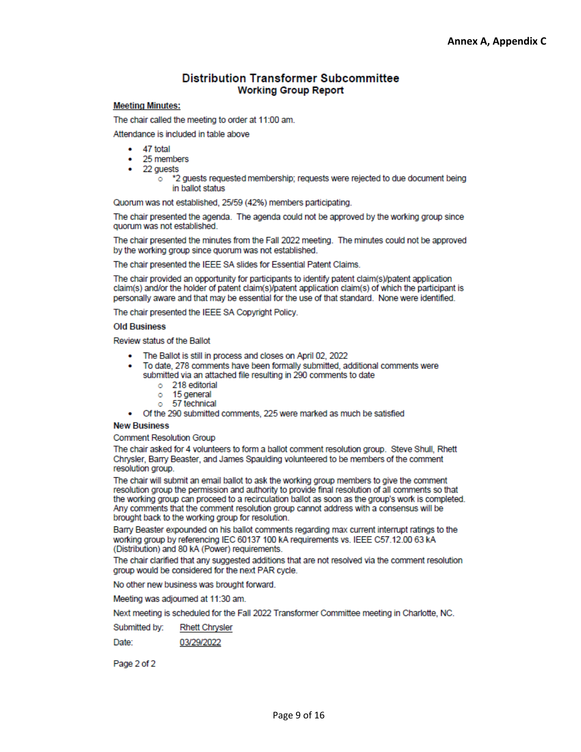**Annex A, Appendix C**

# Distribution Transformer Subcommittee
## Working Group Report

**Meeting Minutes:**

The chair called the meeting to order at 11:00 am.

Attendance is included in table above

- 47 total
- 25 members
- 22 guests
  - *2 guests requested membership; requests were rejected to due document being in ballot status

Quorum was not established, 25/59 (42%) members participating.

The chair presented the agenda. The agenda could not be approved by the working group since quorum was not established.

The chair presented the minutes from the Fall 2022 meeting. The minutes could not be approved by the working group since quorum was not established.

The chair presented the IEEE SA slides for Essential Patent Claims.

The chair provided an opportunity for participants to identify patent claim(s)/patent application claim(s) and/or the holder of patent claim(s)/patent application claim(s) of which the participant is personally aware and that may be essential for the use of that standard. None were identified.

The chair presented the IEEE SA Copyright Policy.

**Old Business**

Review status of the Ballot

- The Ballot is still in process and closes on April 02, 2022
- To date, 278 comments have been formally submitted, additional comments were submitted via an attached file resulting in 290 comments to date
  - 218 editorial
  - 15 general
  - 57 technical
- Of the 290 submitted comments, 225 were marked as much be satisfied

**New Business**

Comment Resolution Group

The chair asked for 4 volunteers to form a ballot comment resolution group. Steve Shull, Rhett Chrysler, Barry Beaster, and James Spaulding volunteered to be members of the comment resolution group.

The chair will submit an email ballot to ask the working group members to give the comment resolution group the permission and authority to provide final resolution of all comments so that the working group can proceed to a recirculation ballot as soon as the group's work is completed. Any comments that the comment resolution group cannot address with a consensus will be brought back to the working group for resolution.

Barry Beaster expounded on his ballot comments regarding max current interrupt ratings to the working group by referencing IEC 60137 100 kA requirements vs. IEEE C57.12.00 63 kA (Distribution) and 80 kA (Power) requirements.

The chair clarified that any suggested additions that are not resolved via the comment resolution group would be considered for the next PAR cycle.

No other new business was brought forward.

Meeting was adjourned at 11:30 am.

Next meeting is scheduled for the Fall 2022 Transformer Committee meeting in Charlotte, NC.

Submitted by: Rhett Chrysler

Date: 03/29/2022

Page 2 of 2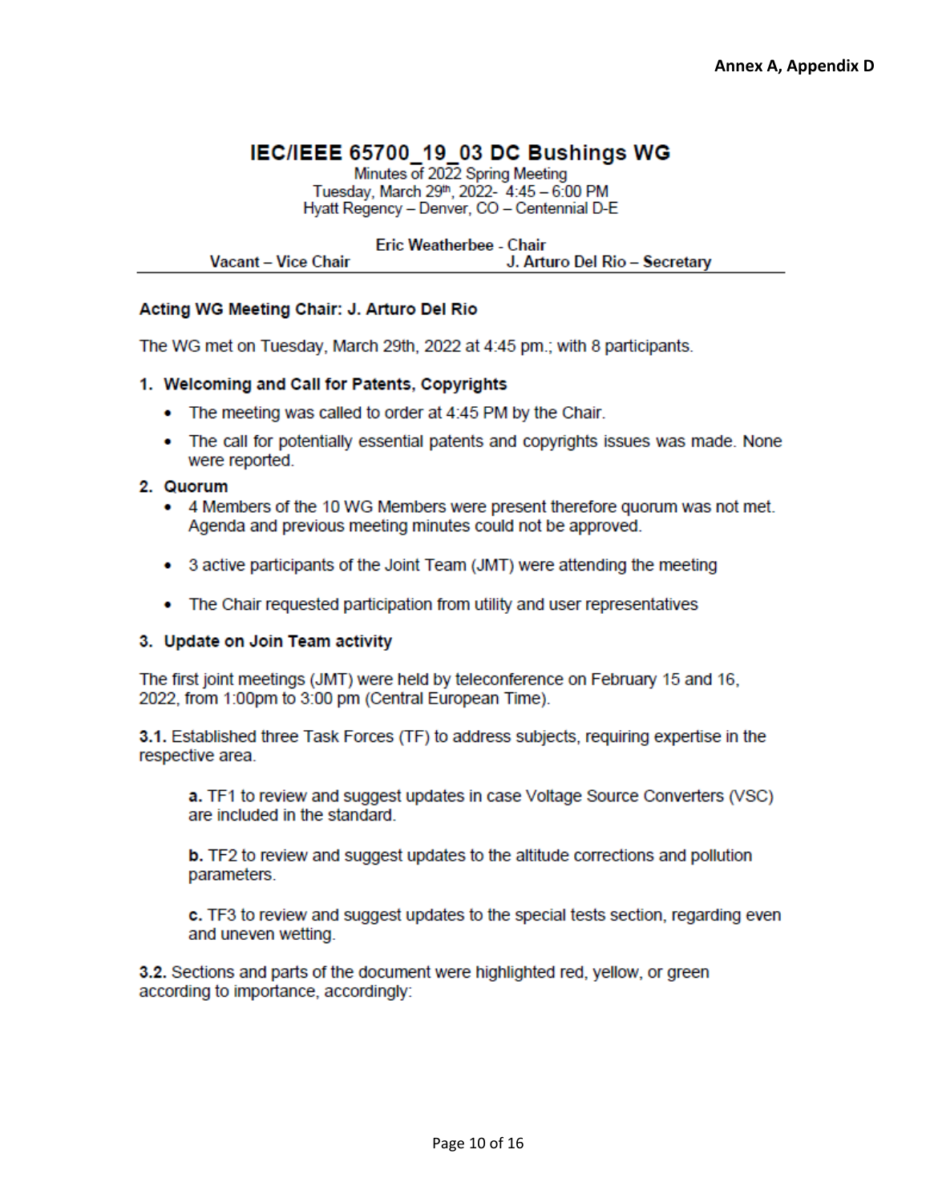Annex A, Appendix D

# IEC/IEEE 65700_19_03 DC Bushings WG

Minutes of 2022 Spring Meeting
Tuesday, March 29th, 2022- 4:45 – 6:00 PM
Hyatt Regency – Denver, CO – Centennial D-E

**Eric Weatherbee - Chair**
**Vacant – Vice Chair** **J. Arturo Del Rio – Secretary**

---

**Acting WG Meeting Chair: J. Arturo Del Rio**

The WG met on Tuesday, March 29th, 2022 at 4:45 pm.; with 8 participants.

### 1. Welcoming and Call for Patents, Copyrights

- The meeting was called to order at 4:45 PM by the Chair.
- The call for potentially essential patents and copyrights issues was made. None were reported.

### 2. Quorum

- 4 Members of the 10 WG Members were present therefore quorum was not met. Agenda and previous meeting minutes could not be approved.
- 3 active participants of the Joint Team (JMT) were attending the meeting
- The Chair requested participation from utility and user representatives

### 3. Update on Join Team activity

The first joint meetings (JMT) were held by teleconference on February 15 and 16, 2022, from 1:00pm to 3:00 pm (Central European Time).

**3.1.** Established three Task Forces (TF) to address subjects, requiring expertise in the respective area.

> **a.** TF1 to review and suggest updates in case Voltage Source Converters (VSC) are included in the standard.
>
> **b.** TF2 to review and suggest updates to the altitude corrections and pollution parameters.
>
> **c.** TF3 to review and suggest updates to the special tests section, regarding even and uneven wetting.

**3.2.** Sections and parts of the document were highlighted red, yellow, or green according to importance, accordingly: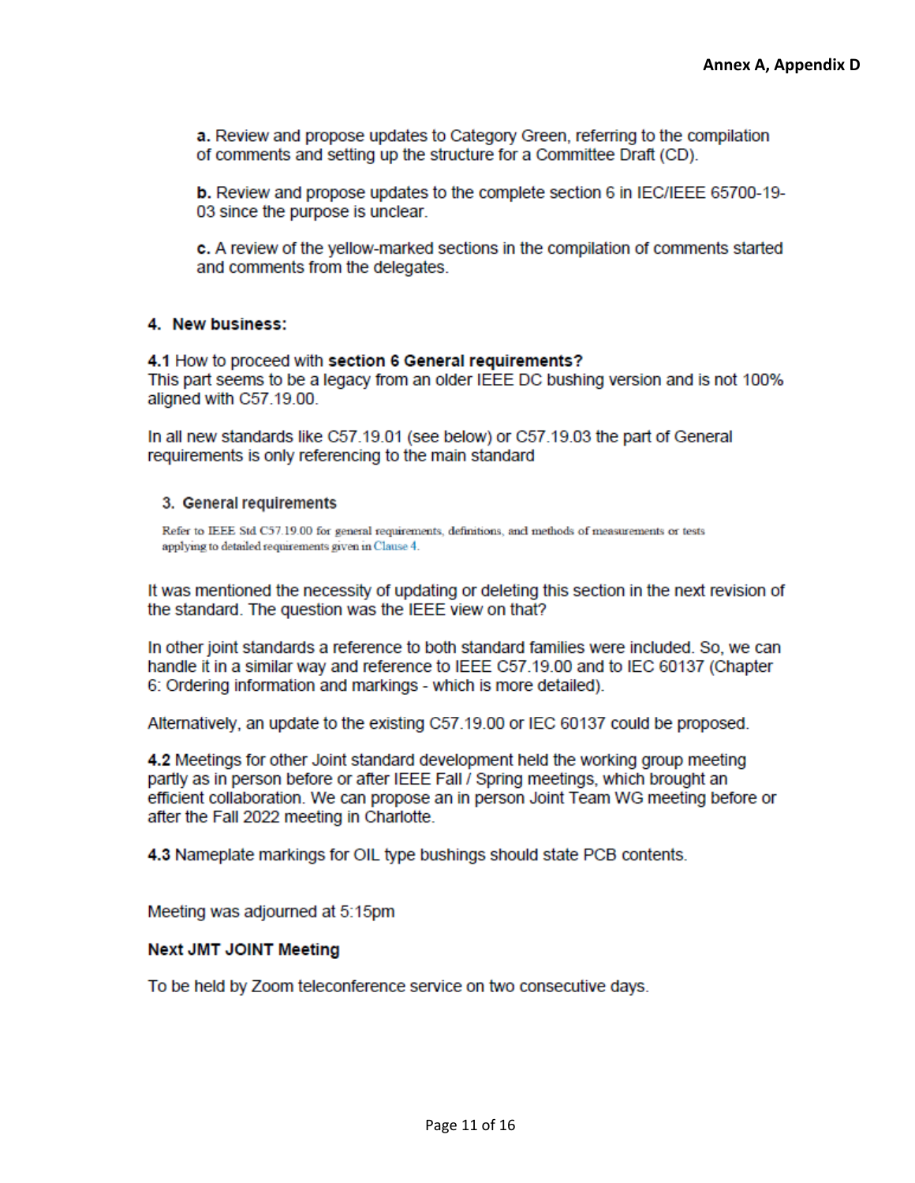**a.** Review and propose updates to Category Green, referring to the compilation of comments and setting up the structure for a Committee Draft (CD).

**b.** Review and propose updates to the complete section 6 in IEC/IEEE 65700-19-03 since the purpose is unclear.

**c.** A review of the yellow-marked sections in the compilation of comments started and comments from the delegates.

## 4. New business:

**4.1** How to proceed with **section 6 General requirements?**
This part seems to be a legacy from an older IEEE DC bushing version and is not 100% aligned with C57.19.00.

In all new standards like C57.19.01 (see below) or C57.19.03 the part of General requirements is only referencing to the main standard

> **3. General requirements**
>
> Refer to IEEE Std C57.19.00 for general requirements, definitions, and methods of measurements or tests applying to detailed requirements given in Clause 4.

It was mentioned the necessity of updating or deleting this section in the next revision of the standard. The question was the IEEE view on that?

In other joint standards a reference to both standard families were included. So, we can handle it in a similar way and reference to IEEE C57.19.00 and to IEC 60137 (Chapter 6: Ordering information and markings - which is more detailed).

Alternatively, an update to the existing C57.19.00 or IEC 60137 could be proposed.

**4.2** Meetings for other Joint standard development held the working group meeting partly as in person before or after IEEE Fall / Spring meetings, which brought an efficient collaboration. We can propose an in person Joint Team WG meeting before or after the Fall 2022 meeting in Charlotte.

**4.3** Nameplate markings for OIL type bushings should state PCB contents.

Meeting was adjourned at 5:15pm

**Next JMT JOINT Meeting**

To be held by Zoom teleconference service on two consecutive days.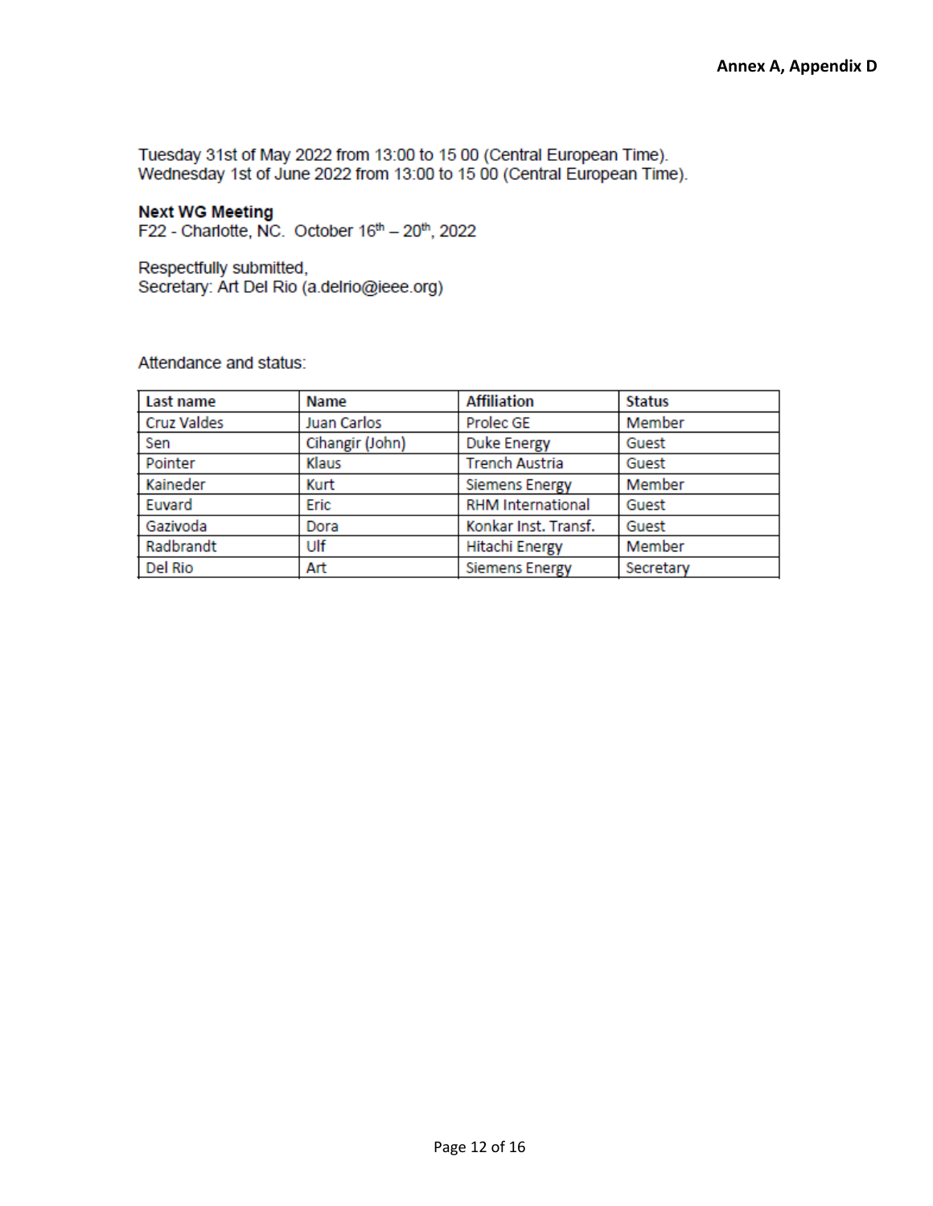**Annex A, Appendix D**

Tuesday 31st of May 2022 from 13:00 to 15 00 (Central European Time).
Wednesday 1st of June 2022 from 13:00 to 15 00 (Central European Time).

**Next WG Meeting**
F22 - Charlotte, NC. October 16th – 20th, 2022

Respectfully submitted,
Secretary: Art Del Rio (a.delrio@ieee.org)

Attendance and status:

| Last name | Name | Affiliation | Status |
|---|---|---|---|
| Cruz Valdes | Juan Carlos | Prolec GE | Member |
| Sen | Cihangir (John) | Duke Energy | Guest |
| Pointer | Klaus | Trench Austria | Guest |
| Kaineder | Kurt | Siemens Energy | Member |
| Euvard | Eric | RHM International | Guest |
| Gazivoda | Dora | Konkar Inst. Transf. | Guest |
| Radbrandt | Ulf | Hitachi Energy | Member |
| Del Rio | Art | Siemens Energy | Secretary |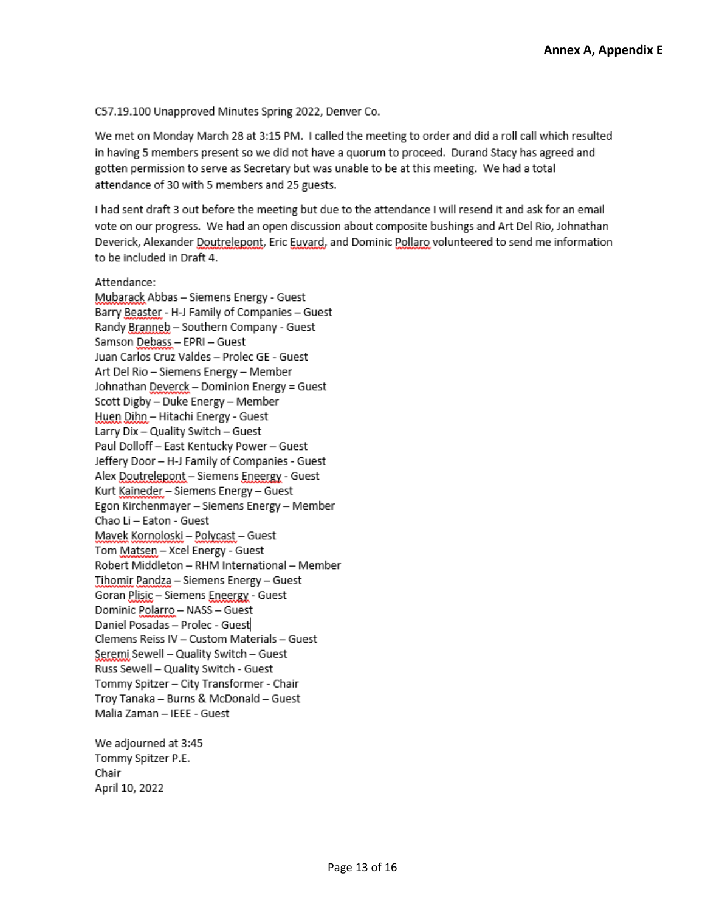**Annex A, Appendix E**

C57.19.100 Unapproved Minutes Spring 2022, Denver Co.

We met on Monday March 28 at 3:15 PM. I called the meeting to order and did a roll call which resulted in having 5 members present so we did not have a quorum to proceed. Durand Stacy has agreed and gotten permission to serve as Secretary but was unable to be at this meeting. We had a total attendance of 30 with 5 members and 25 guests.

I had sent draft 3 out before the meeting but due to the attendance I will resend it and ask for an email vote on our progress. We had an open discussion about composite bushings and Art Del Rio, Johnathan Deverick, Alexander Doutrelepont, Eric Euvard, and Dominic Pollaro volunteered to send me information to be included in Draft 4.

Attendance:
Mubarack Abbas – Siemens Energy - Guest
Barry Beaster - H-J Family of Companies – Guest
Randy Branneb – Southern Company - Guest
Samson Debass – EPRI – Guest
Juan Carlos Cruz Valdes – Prolec GE - Guest
Art Del Rio – Siemens Energy – Member
Johnathan Deverck – Dominion Energy = Guest
Scott Digby – Duke Energy – Member
Huen Dihn – Hitachi Energy - Guest
Larry Dix – Quality Switch – Guest
Paul Dolloff – East Kentucky Power – Guest
Jeffery Door – H-J Family of Companies - Guest
Alex Doutrelepont – Siemens Eneergy - Guest
Kurt Kaineder – Siemens Energy – Guest
Egon Kirchenmayer – Siemens Energy – Member
Chao Li – Eaton - Guest
Mavek Kornoloski – Polycast – Guest
Tom Matsen – Xcel Energy - Guest
Robert Middleton – RHM International – Member
Tihomir Pandza – Siemens Energy – Guest
Goran Plisic – Siemens Eneergy - Guest
Dominic Polarro – NASS – Guest
Daniel Posadas – Prolec - Guest
Clemens Reiss IV – Custom Materials – Guest
Seremi Sewell – Quality Switch – Guest
Russ Sewell – Quality Switch - Guest
Tommy Spitzer – City Transformer - Chair
Troy Tanaka – Burns & McDonald – Guest
Malia Zaman – IEEE - Guest

We adjourned at 3:45
Tommy Spitzer P.E.
Chair
April 10, 2022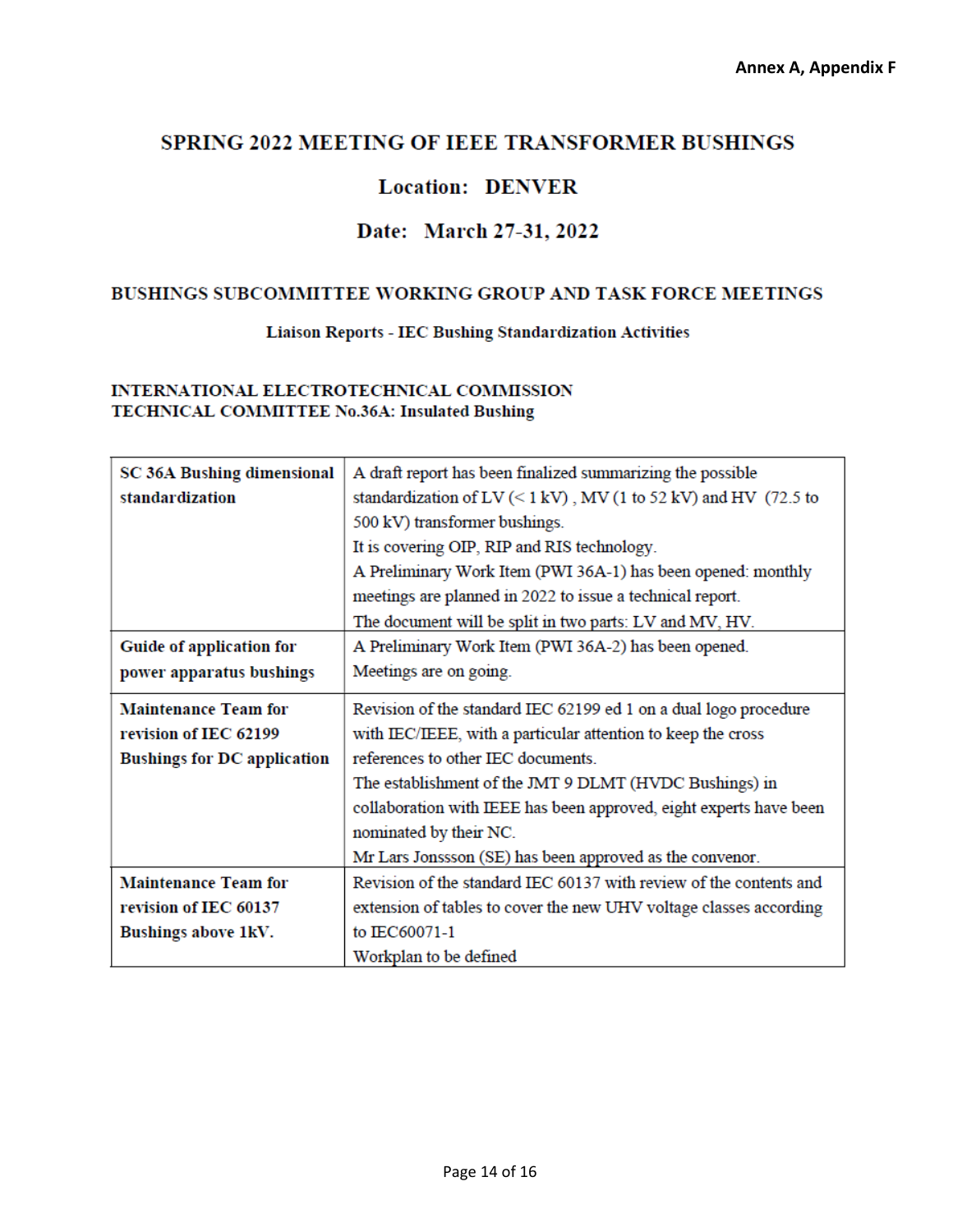Annex A, Appendix F

# SPRING 2022 MEETING OF IEEE TRANSFORMER BUSHINGS

## Location: DENVER

## Date: March 27-31, 2022

### BUSHINGS SUBCOMMITTEE WORKING GROUP AND TASK FORCE MEETINGS

**Liaison Reports - IEC Bushing Standardization Activities**

**INTERNATIONAL ELECTROTECHNICAL COMMISSION**
**TECHNICAL COMMITTEE No.36A: Insulated Bushing**

| | |
|---|---|
| **SC 36A Bushing dimensional standardization** | A draft report has been finalized summarizing the possible standardization of LV (< 1 kV) , MV (1 to 52 kV) and HV (72.5 to 500 kV) transformer bushings.<br>It is covering OIP, RIP and RIS technology.<br>A Preliminary Work Item (PWI 36A-1) has been opened: monthly meetings are planned in 2022 to issue a technical report.<br>The document will be split in two parts: LV and MV, HV. |
| **Guide of application for power apparatus bushings** | A Preliminary Work Item (PWI 36A-2) has been opened.<br>Meetings are on going. |
| **Maintenance Team for revision of IEC 62199 Bushings for DC application** | Revision of the standard IEC 62199 ed 1 on a dual logo procedure with IEC/IEEE, with a particular attention to keep the cross references to other IEC documents.<br>The establishment of the JMT 9 DLMT (HVDC Bushings) in collaboration with IEEE has been approved, eight experts have been nominated by their NC.<br>Mr Lars Jonssson (SE) has been approved as the convenor. |
| **Maintenance Team for revision of IEC 60137 Bushings above 1kV.** | Revision of the standard IEC 60137 with review of the contents and extension of tables to cover the new UHV voltage classes according to IEC60071-1<br>Workplan to be defined |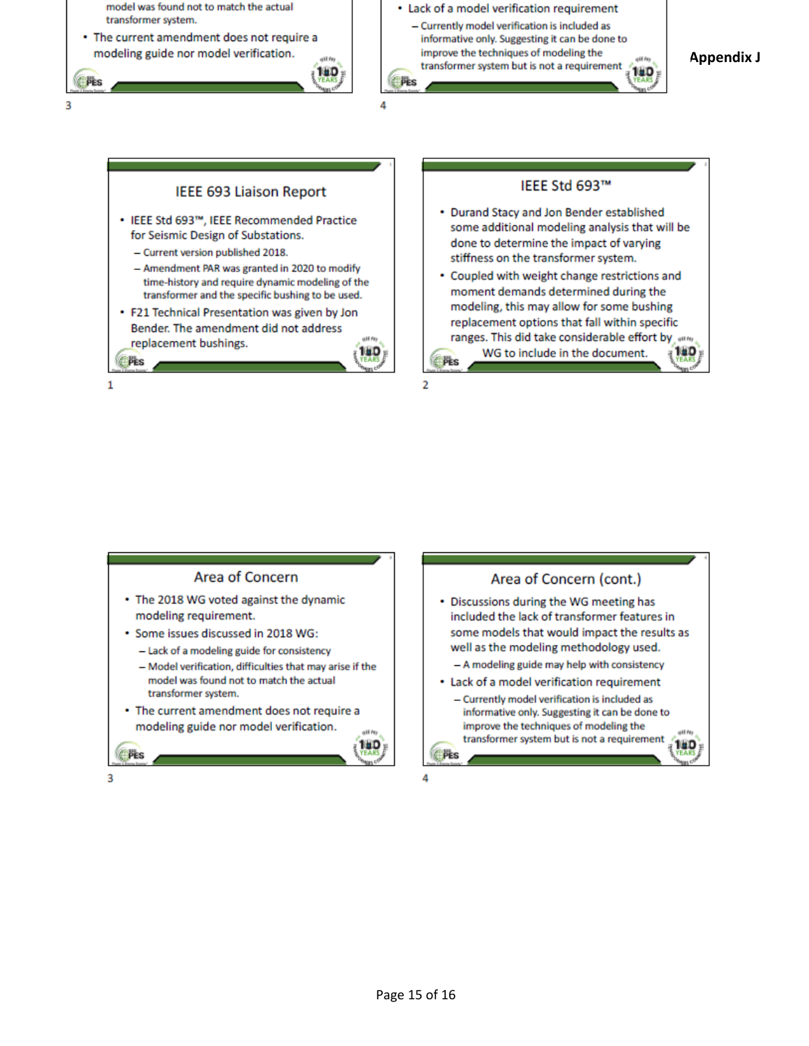model was found not to match the actual transformer system.

- The current amendment does not require a modeling guide nor model verification.

- Lack of a model verification requirement
  - Currently model verification is included as informative only. Suggesting it can be done to improve the techniques of modeling the transformer system but is not a requirement

**Appendix J**

## IEEE 693 Liaison Report

- IEEE Std 693™, IEEE Recommended Practice for Seismic Design of Substations.
  - Current version published 2018.
  - Amendment PAR was granted in 2020 to modify time-history and require dynamic modeling of the transformer and the specific bushing to be used.
- F21 Technical Presentation was given by Jon Bender. The amendment did not address replacement bushings.

## IEEE Std 693™

- Durand Stacy and Jon Bender established some additional modeling analysis that will be done to determine the impact of varying stiffness on the transformer system.
- Coupled with weight change restrictions and moment demands determined during the modeling, this may allow for some bushing replacement options that fall within specific ranges. This did take considerable effort by WG to include in the document.

## Area of Concern

- The 2018 WG voted against the dynamic modeling requirement.
- Some issues discussed in 2018 WG:
  - Lack of a modeling guide for consistency
  - Model verification, difficulties that may arise if the model was found not to match the actual transformer system.
- The current amendment does not require a modeling guide nor model verification.

## Area of Concern (cont.)

- Discussions during the WG meeting has included the lack of transformer features in some models that would impact the results as well as the modeling methodology used.
  - A modeling guide may help with consistency
- Lack of a model verification requirement
  - Currently model verification is included as informative only. Suggesting it can be done to improve the techniques of modeling the transformer system but is not a requirement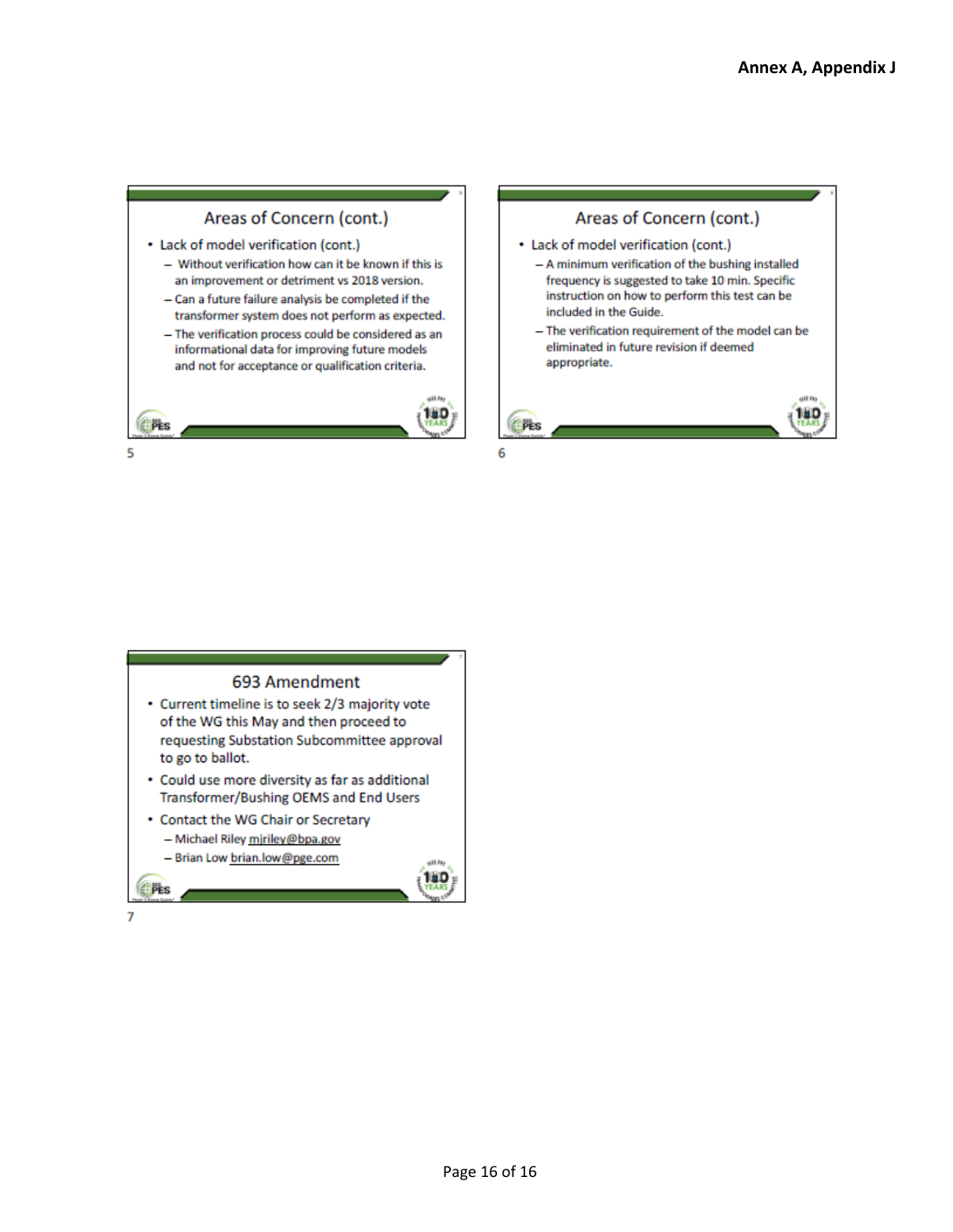## Areas of Concern (cont.)

- Lack of model verification (cont.)
  - Without verification how can it be known if this is an improvement or detriment vs 2018 version.
  - Can a future failure analysis be completed if the transformer system does not perform as expected.
  - The verification process could be considered as an informational data for improving future models and not for acceptance or qualification criteria.

5

## Areas of Concern (cont.)

- Lack of model verification (cont.)
  - A minimum verification of the bushing installed frequency is suggested to take 10 min. Specific instruction on how to perform this test can be included in the Guide.
  - The verification requirement of the model can be eliminated in future revision if deemed appropriate.

6

## 693 Amendment

- Current timeline is to seek 2/3 majority vote of the WG this May and then proceed to requesting Substation Subcommittee approval to go to ballot.
- Could use more diversity as far as additional Transformer/Bushing OEMS and End Users
- Contact the WG Chair or Secretary
  - Michael Riley mjriley@bpa.gov
  - Brian Low brian.low@pge.com

7